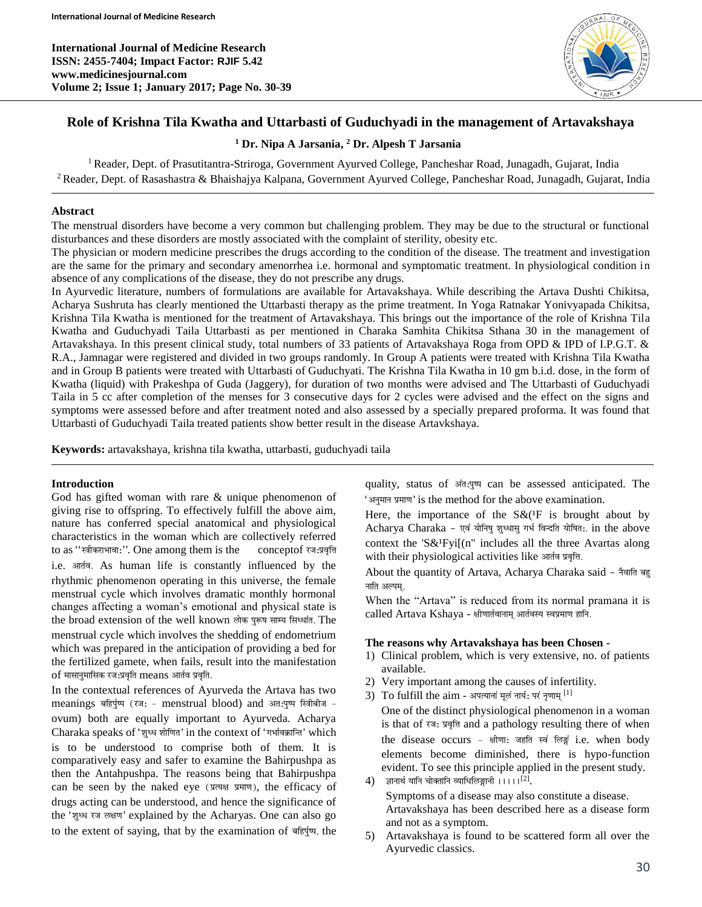# Role of Krishna Tila Kwatha and Uttarbasti of Guduchyadi in the management of Artavakshaya

**[1] Dr. Nipa A Jarsania, [2] Dr. Alpesh T Jarsania**

[1] Reader, Dept. of Prasutitantra-Striroga, Government Ayurved College, Pancheshar Road, Junagadh, Gujarat, India

[2] Reader, Dept. of Rasashastra & Bhaishajya Kalpana, Government Ayurved College, Pancheshar Road, Junagadh, Gujarat, India

## Abstract

The menstrual disorders have become a very common but challenging problem. They may be due to the structural or functional disturbances and these disorders are mostly associated with the complaint of sterility, obesity etc.

The physician or modern medicine prescribes the drugs according to the condition of the disease. The treatment and investigation are the same for the primary and secondary amenorrhea i.e. hormonal and symptomatic treatment. In physiological condition in absence of any complications of the disease, they do not prescribe any drugs.

In Ayurvedic literature, numbers of formulations are available for Artavakshaya. While describing the Artava Dushti Chikitsa, Acharya Sushruta has clearly mentioned the Uttarbasti therapy as the prime treatment. In Yoga Ratnakar Yonivyapada Chikitsa, Krishna Tila Kwatha is mentioned for the treatment of Artavakshaya. This brings out the importance of the role of Krishna Tila Kwatha and Guduchyadi Taila Uttarbasti as per mentioned in Charaka Samhita Chikitsa Sthana 30 in the management of Artavakshaya. In this present clinical study, total numbers of 33 patients of Artavakshaya Roga from OPD & IPD of I.P.G.T. & R.A., Jamnagar were registered and divided in two groups randomly. In Group A patients were treated with Krishna Tila Kwatha and in Group B patients were treated with Uttarbasti of Guduchyati. The Krishna Tila Kwatha in 10 gm b.i.d. dose, in the form of Kwatha (liquid) with Prakeshpa of Guda (Jaggery), for duration of two months were advised and The Uttarbasti of Guduchyadi Taila in 5 cc after completion of the menses for 3 consecutive days for 2 cycles were advised and the effect on the signs and symptoms were assessed before and after treatment noted and also assessed by a specially prepared proforma. It was found that Uttarbasti of Guduchyadi Taila treated patients show better result in the disease Artavkshaya.

**Keywords:** artavakshaya, krishna tila kwatha, uttarbasti, guduchyadi taila

## Introduction

God has gifted woman with rare & unique phenomenon of giving rise to offspring. To effectively fulfill the above aim, nature has conferred special anatomical and physiological characteristics in the woman which are collectively referred to as ''स्त्रीकराभावा:''. One among them is the conceptof रज:प्रवृत्ति i.e. आर्तव. As human life is constantly influenced by the rhythmic phenomenon operating in this universe, the female menstrual cycle which involves dramatic monthly hormonal changes affecting a woman's emotional and physical state is the broad extension of the well known लोक पुरूष साम्य सिध्धांत. The menstrual cycle which involves the shedding of endometrium which was prepared in the anticipation of providing a bed for the fertilized gamete, when fails, result into the manifestation of मासानुमासिक रज:प्रवृत्ति means आर्तव प्रवृत्ति.

In the contextual references of Ayurveda the Artava has two meanings बहिर्पुष्प (रज: - menstrual blood) and अंत:पुष्प स्त्रीबीज - ovum) both are equally important to Ayurveda. Acharya Charaka speaks of 'शुध्ध शोणित' in the context of 'गर्भावक्रान्ति' which is to be understood to comprise both of them. It is comparatively easy and safer to examine the Bahirpushpa as then the Antahpushpa. The reasons being that Bahirpushpa can be seen by the naked eye (प्रत्यक्ष प्रमाण), the efficacy of drugs acting can be understood, and hence the significance of the 'शुध्ध रज लक्षण' explained by the Acharyas. One can also go to the extent of saying, that by the examination of बहिर्पुष्प, the quality, status of अंत:पुष्प can be assessed anticipated. The 'अनुमान प्रमाण' is the method for the above examination.

Here, the importance of the S&(¹F is brought about by Acharya Charaka - एवं योनिषु शुध्धासु गर्भ विन्दति योषित:. in the above context the 'S&¹Fyi[(n" includes all the three Avartas along with their physiological activities like आर्तव प्रवृत्ति.

About the quantity of Artava, Acharya Charaka said - नैवाति बहु नाति अल्पम्.

When the "Artava" is reduced from its normal pramana it is called Artava Kshaya - क्षीणार्तवानाम् आर्तवस्य स्वप्रमाण हानि.

### The reasons why Artavakshaya has been Chosen -

1) Clinical problem, which is very extensive, no. of patients available.
2) Very important among the causes of infertility.
3) To fulfill the aim - अपत्यानां मूलं नार्य: परं नृणाम् [1]

   One of the distinct physiological phenomenon in a woman is that of रज: प्रवृत्ति and a pathology resulting there of when the disease occurs - क्षीणा: जहति स्वं लिङ्गं i.e. when body elements become diminished, there is hypo-function evident. To see this principle applied in the present study.
4) ज्ञानार्थ यानि चोक्तानि व्याधिलिङ्गानी ।।।।।[2].

   Symptoms of a disease may also constitute a disease. Artavakshaya has been described here as a disease form and not as a symptom.
5) Artavakshaya is found to be scattered form all over the Ayurvedic classics.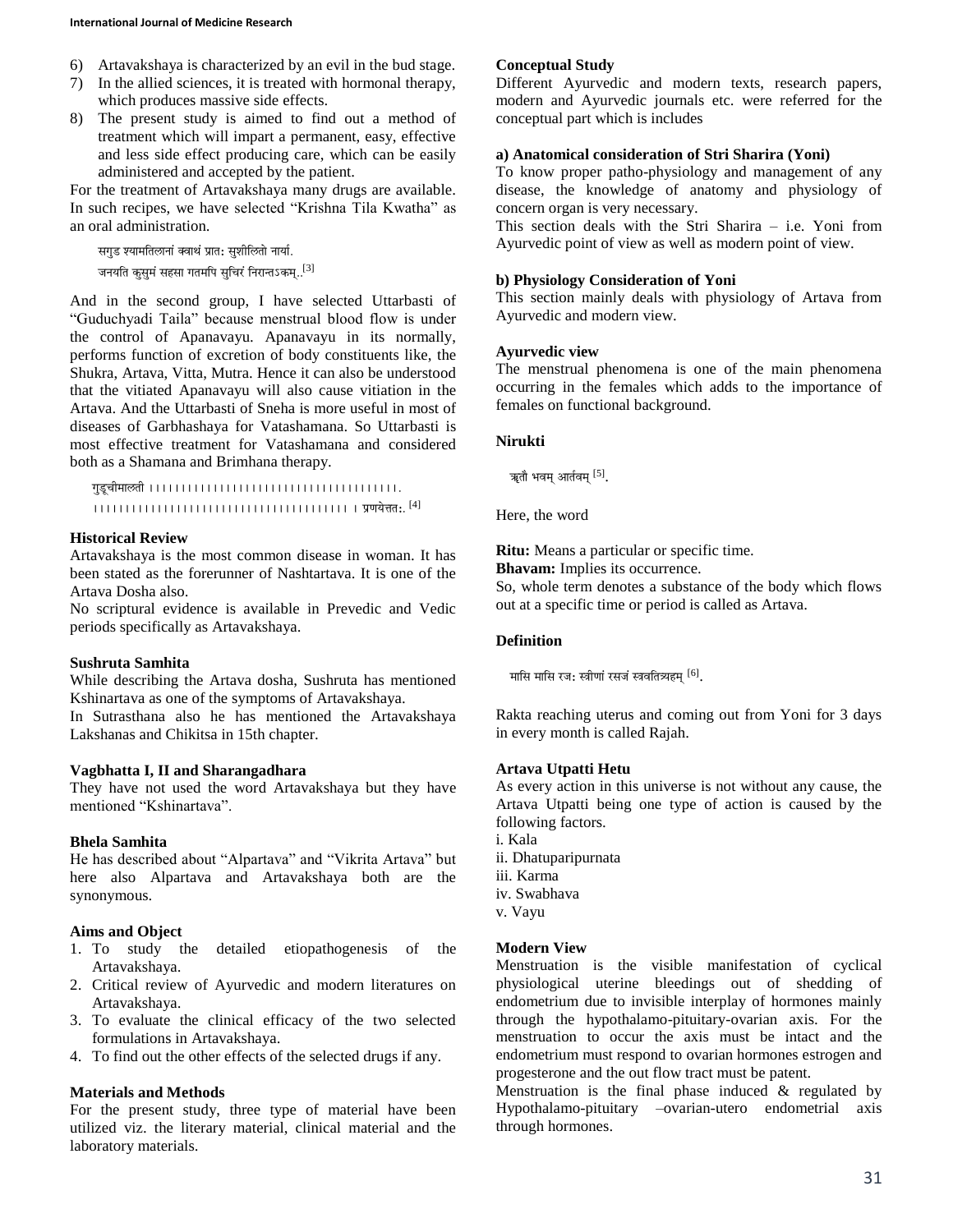6) Artavakshaya is characterized by an evil in the bud stage.
7) In the allied sciences, it is treated with hormonal therapy, which produces massive side effects.
8) The present study is aimed to find out a method of treatment which will impart a permanent, easy, effective and less side effect producing care, which can be easily administered and accepted by the patient.

For the treatment of Artavakshaya many drugs are available. In such recipes, we have selected "Krishna Tila Kwatha" as an oral administration.

सगुड श्यामतिलानां क्वाथं प्रात: सुशीलितो नार्या.
जनयति कुसुमं सहसा गतमपि सुचिरं निरान्तऽकम्..[3]

And in the second group, I have selected Uttarbasti of "Guduchyadi Taila" because menstrual blood flow is under the control of Apanavayu. Apanavayu in its normally, performs function of excretion of body constituents like, the Shukra, Artava, Vitta, Mutra. Hence it can also be understood that the vitiated Apanavayu will also cause vitiation in the Artava. And the Uttarbasti of Sneha is more useful in most of diseases of Garbhashaya for Vatashamana. So Uttarbasti is most effective treatment for Vatashamana and considered both as a Shamana and Brimhana therapy.

गुडूचीमाल्ती ।।।।।।।।।।।।।।।।।।।।।।।।।।।।।।।।।।।।।।।।.
।।।।।।।।।।।।।।।।।।।।।।।।।।।।।।।।।।।।।।।।।। । प्रणयेत्तत:.[4]

## Historical Review

Artavakshaya is the most common disease in woman. It has been stated as the forerunner of Nashtartava. It is one of the Artava Dosha also.

No scriptural evidence is available in Prevedic and Vedic periods specifically as Artavakshaya.

### Sushruta Samhita

While describing the Artava dosha, Sushruta has mentioned Kshinartava as one of the symptoms of Artavakshaya.

In Sutrasthana also he has mentioned the Artavakshaya Lakshanas and Chikitsa in 15th chapter.

### Vagbhatta I, II and Sharangadhara

They have not used the word Artavakshaya but they have mentioned "Kshinartava".

### Bhela Samhita

He has described about "Alpartava" and "Vikrita Artava" but here also Alpartava and Artavakshaya both are the synonymous.

## Aims and Object

1. To study the detailed etiopathogenesis of the Artavakshaya.
2. Critical review of Ayurvedic and modern literatures on Artavakshaya.
3. To evaluate the clinical efficacy of the two selected formulations in Artavakshaya.
4. To find out the other effects of the selected drugs if any.

## Materials and Methods

For the present study, three type of material have been utilized viz. the literary material, clinical material and the laboratory materials.

### Conceptual Study

Different Ayurvedic and modern texts, research papers, modern and Ayurvedic journals etc. were referred for the conceptual part which is includes

#### a) Anatomical consideration of Stri Sharira (Yoni)

To know proper patho-physiology and management of any disease, the knowledge of anatomy and physiology of concern organ is very necessary.

This section deals with the Stri Sharira – i.e. Yoni from Ayurvedic point of view as well as modern point of view.

#### b) Physiology Consideration of Yoni

This section mainly deals with physiology of Artava from Ayurvedic and modern view.

### Ayurvedic view

The menstrual phenomena is one of the main phenomena occurring in the females which adds to the importance of females on functional background.

### Nirukti

ऋतौ भवम् आर्तवम् [5].

Here, the word

**Ritu:** Means a particular or specific time.
**Bhavam:** Implies its occurrence.
So, whole term denotes a substance of the body which flows out at a specific time or period is called as Artava.

### Definition

मासि मासि रज: स्त्रीणां रसजं स्त्रवतित्र्यहम् [6].

Rakta reaching uterus and coming out from Yoni for 3 days in every month is called Rajah.

### Artava Utpatti Hetu

As every action in this universe is not without any cause, the Artava Utpatti being one type of action is caused by the following factors.

i. Kala
ii. Dhatuparipurnata
iii. Karma
iv. Swabhava
v. Vayu

### Modern View

Menstruation is the visible manifestation of cyclical physiological uterine bleedings out of shedding of endometrium due to invisible interplay of hormones mainly through the hypothalamo-pituitary-ovarian axis. For the menstruation to occur the axis must be intact and the endometrium must respond to ovarian hormones estrogen and progesterone and the out flow tract must be patent.

Menstruation is the final phase induced & regulated by Hypothalamo-pituitary –ovarian-utero endometrial axis through hormones.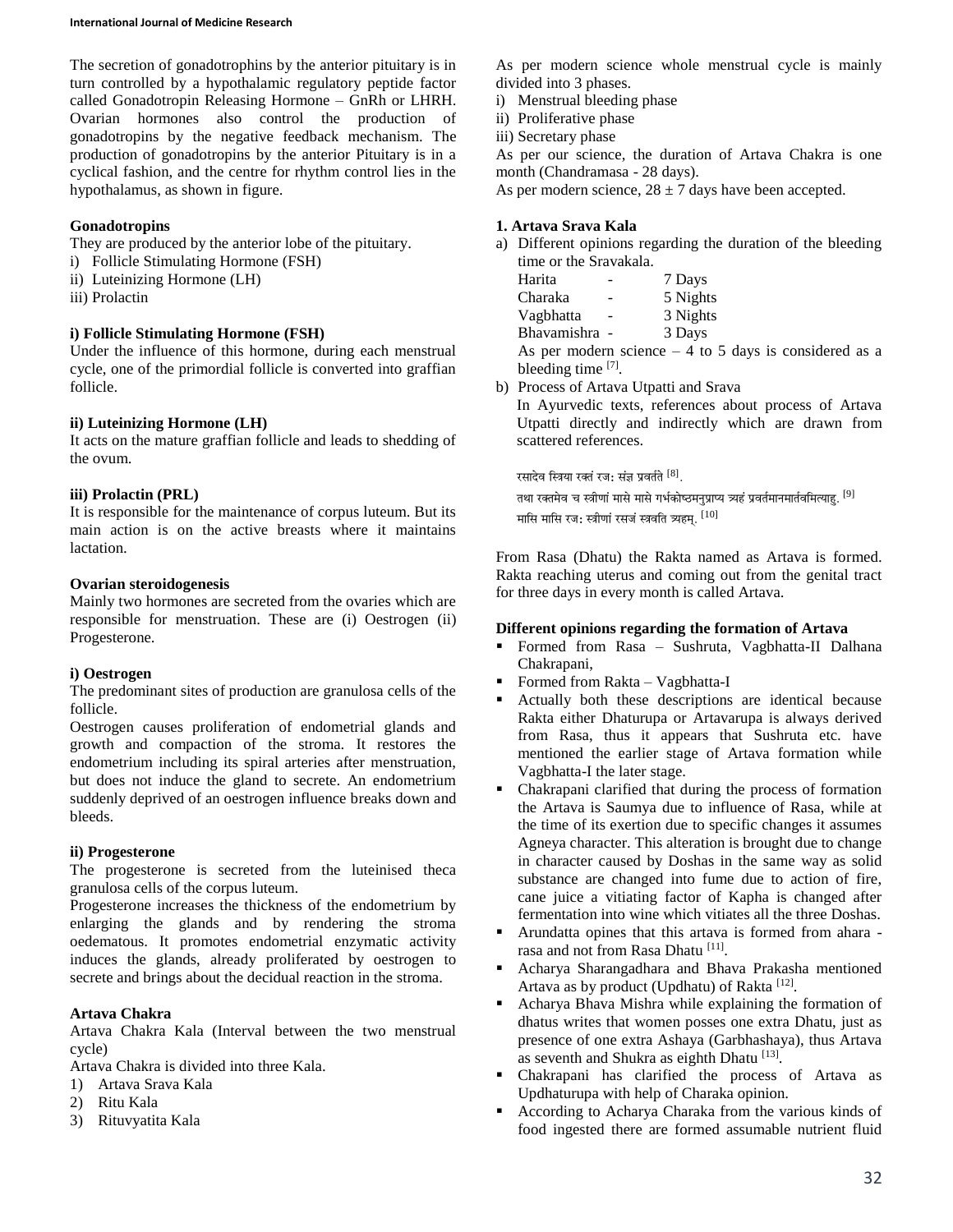The secretion of gonadotrophins by the anterior pituitary is in turn controlled by a hypothalamic regulatory peptide factor called Gonadotropin Releasing Hormone – GnRh or LHRH. Ovarian hormones also control the production of gonadotropins by the negative feedback mechanism. The production of gonadotropins by the anterior Pituitary is in a cyclical fashion, and the centre for rhythm control lies in the hypothalamus, as shown in figure.

#### Gonadotropins

They are produced by the anterior lobe of the pituitary.

i) Follicle Stimulating Hormone (FSH)
ii) Luteinizing Hormone (LH)
iii) Prolactin

#### i) Follicle Stimulating Hormone (FSH)

Under the influence of this hormone, during each menstrual cycle, one of the primordial follicle is converted into graffian follicle.

#### ii) Luteinizing Hormone (LH)

It acts on the mature graffian follicle and leads to shedding of the ovum.

#### iii) Prolactin (PRL)

It is responsible for the maintenance of corpus luteum. But its main action is on the active breasts where it maintains lactation.

#### Ovarian steroidogenesis

Mainly two hormones are secreted from the ovaries which are responsible for menstruation. These are (i) Oestrogen (ii) Progesterone.

#### i) Oestrogen

The predominant sites of production are granulosa cells of the follicle.

Oestrogen causes proliferation of endometrial glands and growth and compaction of the stroma. It restores the endometrium including its spiral arteries after menstruation, but does not induce the gland to secrete. An endometrium suddenly deprived of an oestrogen influence breaks down and bleeds.

#### ii) Progesterone

The progesterone is secreted from the luteinised theca granulosa cells of the corpus luteum.

Progesterone increases the thickness of the endometrium by enlarging the glands and by rendering the stroma oedematous. It promotes endometrial enzymatic activity induces the glands, already proliferated by oestrogen to secrete and brings about the decidual reaction in the stroma.

#### Artava Chakra

Artava Chakra Kala (Interval between the two menstrual cycle)

Artava Chakra is divided into three Kala.

1) Artava Srava Kala
2) Ritu Kala
3) Rituvyatita Kala

As per modern science whole menstrual cycle is mainly divided into 3 phases.

i) Menstrual bleeding phase
ii) Proliferative phase
iii) Secretary phase

As per our science, the duration of Artava Chakra is one month (Chandramasa - 28 days).

As per modern science, $28 \pm 7$ days have been accepted.

#### 1. Artava Srava Kala

a) Different opinions regarding the duration of the bleeding time or the Sravakala.

| | | |
|---|---|---|
| Harita | - | 7 Days |
| Charaka | - | 5 Nights |
| Vagbhatta | - | 3 Nights |
| Bhavamishra | - | 3 Days |

As per modern science – 4 to 5 days is considered as a bleeding time [7].

b) Process of Artava Utpatti and Srava

In Ayurvedic texts, references about process of Artava Utpatti directly and indirectly which are drawn from scattered references.

रसादेव स्त्रिया रक्तं रजः संज्ञ प्रवर्तते [8].

तथा रक्तमेव च स्त्रीणां मासे मासे गर्भकोष्ठमनुप्राप्य त्र्यहं प्रवर्तमानमार्तवमित्याहु. [9]

मासि मासि रजः स्त्रीणां रसजं स्त्रवति त्र्यहम्. [10]

From Rasa (Dhatu) the Rakta named as Artava is formed. Rakta reaching uterus and coming out from the genital tract for three days in every month is called Artava.

#### Different opinions regarding the formation of Artava

- Formed from Rasa – Sushruta, Vagbhatta-II Dalhana Chakrapani,
- Formed from Rakta – Vagbhatta-I
- Actually both these descriptions are identical because Rakta either Dhaturupa or Artavarupa is always derived from Rasa, thus it appears that Sushruta etc. have mentioned the earlier stage of Artava formation while Vagbhatta-I the later stage.
- Chakrapani clarified that during the process of formation the Artava is Saumya due to influence of Rasa, while at the time of its exertion due to specific changes it assumes Agneya character. This alteration is brought due to change in character caused by Doshas in the same way as solid substance are changed into fume due to action of fire, cane juice a vitiating factor of Kapha is changed after fermentation into wine which vitiates all the three Doshas.
- Arundatta opines that this artava is formed from ahara - rasa and not from Rasa Dhatu [11].
- Acharya Sharangadhara and Bhava Prakasha mentioned Artava as by product (Updhatu) of Rakta [12].
- Acharya Bhava Mishra while explaining the formation of dhatus writes that women posses one extra Dhatu, just as presence of one extra Ashaya (Garbhashaya), thus Artava as seventh and Shukra as eighth Dhatu [13].
- Chakrapani has clarified the process of Artava as Updhaturupa with help of Charaka opinion.
- According to Acharya Charaka from the various kinds of food ingested there are formed assumable nutrient fluid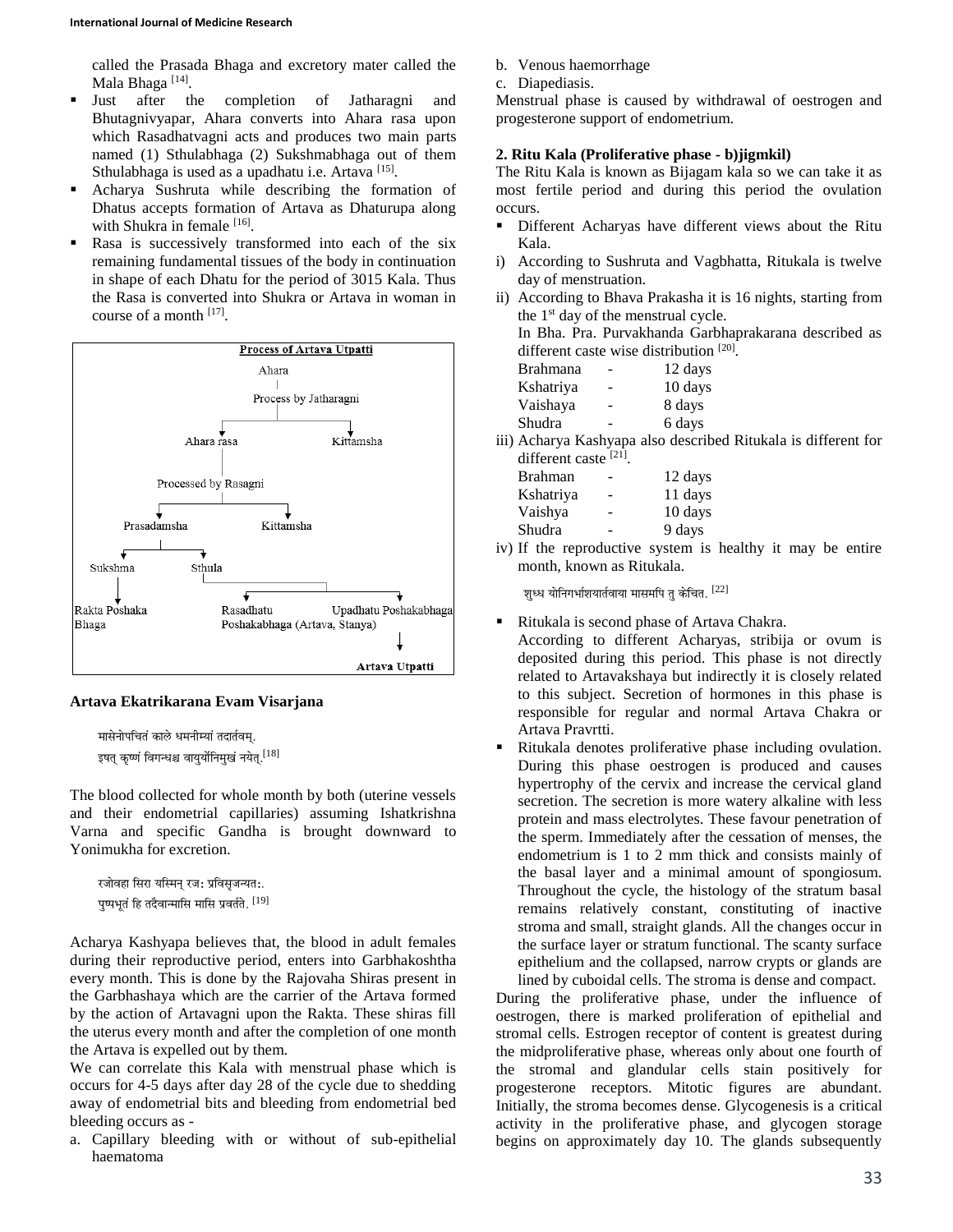called the Prasada Bhaga and excretory mater called the Mala Bhaga [14].

- Just after the completion of Jatharagni and Bhutagnivyapar, Ahara converts into Ahara rasa upon which Rasadhatvagni acts and produces two main parts named (1) Sthulabhaga (2) Sukshmabhaga out of them Sthulabhaga is used as a upadhatu i.e. Artava [15].
- Acharya Sushruta while describing the formation of Dhatus accepts formation of Artava as Dhaturupa along with Shukra in female [16].
- Rasa is successively transformed into each of the six remaining fundamental tissues of the body in continuation in shape of each Dhatu for the period of 3015 Kala. Thus the Rasa is converted into Shukra or Artava in woman in course of a month [17].

**Process of Artava Utpatti**

Ahara → Process by Jatharagni → Ahara rasa / Kittamsha

Ahara rasa → Processed by Rasagni → Prasadamsha / Kittamsha

Prasadamsha → Sukshma / Sthula

Sukshma → Rakta Poshaka Bhaga

Sthula → Rasadhatu Poshakabhaga (Artava, Stanya) / Upadhatu Poshakabhaga → Artava Utpatti

### Artava Ekatrikarana Evam Visarjana

मासेनोपचितं काले धमनीभ्यां तदार्तवम्.
इषत् कृष्णं विगन्धश्च वायुर्योनिमुखं नयेत्.[18]

The blood collected for whole month by both (uterine vessels and their endometrial capillaries) assuming Ishatkrishna Varna and specific Gandha is brought downward to Yonimukha for excretion.

रजोवहा सिरा यस्मिन् रज: प्रविसृजन्यत:.
पुष्पभूतं हि तदैवान्मासि मासि प्रवर्तते. [19]

Acharya Kashyapa believes that, the blood in adult females during their reproductive period, enters into Garbhakoshtha every month. This is done by the Rajovaha Shiras present in the Garbhashaya which are the carrier of the Artava formed by the action of Artavagni upon the Rakta. These shiras fill the uterus every month and after the completion of one month the Artava is expelled out by them.

We can correlate this Kala with menstrual phase which is occurs for 4-5 days after day 28 of the cycle due to shedding away of endometrial bits and bleeding from endometrial bed bleeding occurs as -

a. Capillary bleeding with or without of sub-epithelial haematoma
b. Venous haemorrhage
c. Diapediasis.

Menstrual phase is caused by withdrawal of oestrogen and progesterone support of endometrium.

### 2. Ritu Kala (Proliferative phase - b))jigmkil)

The Ritu Kala is known as Bijagam kala so we can take it as most fertile period and during this period the ovulation occurs.

- Different Acharyas have different views about the Ritu Kala.

i) According to Sushruta and Vagbhatta, Ritukala is twelve day of menstruation.

ii) According to Bhava Prakasha it is 16 nights, starting from the 1st day of the menstrual cycle.
In Bha. Pra. Purvakhanda Garbhaprakarana described as different caste wise distribution [20].

| Brahmana | - | 12 days |
|---|---|---|
| Kshatriya | - | 10 days |
| Vaishaya | - | 8 days |
| Shudra | - | 6 days |

iii) Acharya Kashyapa also described Ritukala is different for different caste [21].

| Brahman | - | 12 days |
|---|---|---|
| Kshatriya | - | 11 days |
| Vaishya | - | 10 days |
| Shudra | - | 9 days |

iv) If the reproductive system is healthy it may be entire month, known as Ritukala.

शुध्ध योनिगर्भाशयार्तवाया मासमपि तु केचित. [22]

- Ritukala is second phase of Artava Chakra.
  According to different Acharyas, stribija or ovum is deposited during this period. This phase is not directly related to Artavakshaya but indirectly it is closely related to this subject. Secretion of hormones in this phase is responsible for regular and normal Artava Chakra or Artava Pravrtti.
- Ritukala denotes proliferative phase including ovulation. During this phase oestrogen is produced and causes hypertrophy of the cervix and increase the cervical gland secretion. The secretion is more watery alkaline with less protein and mass electrolytes. These favour penetration of the sperm. Immediately after the cessation of menses, the endometrium is 1 to 2 mm thick and consists mainly of the basal layer and a minimal amount of spongiosum. Throughout the cycle, the histology of the stratum basal remains relatively constant, constituting of inactive stroma and small, straight glands. All the changes occur in the surface layer or stratum functional. The scanty surface epithelium and the collapsed, narrow crypts or glands are lined by cuboidal cells. The stroma is dense and compact.

During the proliferative phase, under the influence of oestrogen, there is marked proliferation of epithelial and stromal cells. Estrogen receptor of content is greatest during the midproliferative phase, whereas only about one fourth of the stromal and glandular cells stain positively for progesterone receptors. Mitotic figures are abundant. Initially, the stroma becomes dense. Glycogenesis is a critical activity in the proliferative phase, and glycogen storage begins on approximately day 10. The glands subsequently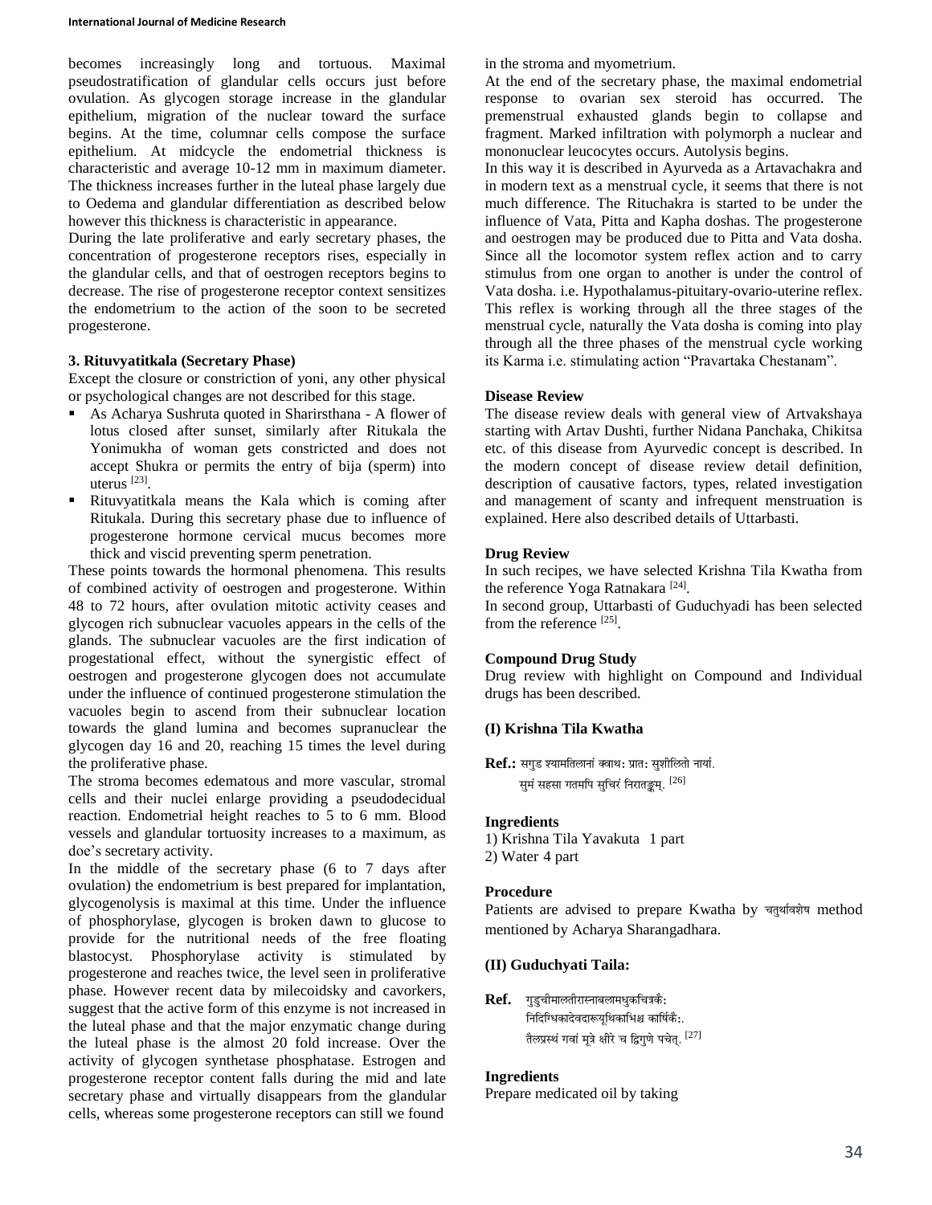becomes increasingly long and tortuous. Maximal pseudostratification of glandular cells occurs just before ovulation. As glycogen storage increase in the glandular epithelium, migration of the nuclear toward the surface begins. At the time, columnar cells compose the surface epithelium. At midcycle the endometrial thickness is characteristic and average 10-12 mm in maximum diameter. The thickness increases further in the luteal phase largely due to Oedema and glandular differentiation as described below however this thickness is characteristic in appearance.

During the late proliferative and early secretary phases, the concentration of progesterone receptors rises, especially in the glandular cells, and that of oestrogen receptors begins to decrease. The rise of progesterone receptor context sensitizes the endometrium to the action of the soon to be secreted progesterone.

### 3. Rituvyatitkala (Secretary Phase)

Except the closure or constriction of yoni, any other physical or psychological changes are not described for this stage.

- As Acharya Sushruta quoted in Sharirsthana - A flower of lotus closed after sunset, similarly after Ritukala the Yonimukha of woman gets constricted and does not accept Shukra or permits the entry of bija (sperm) into uterus [23].
- Rituvyatitkala means the Kala which is coming after Ritukala. During this secretary phase due to influence of progesterone hormone cervical mucus becomes more thick and viscid preventing sperm penetration.

These points towards the hormonal phenomena. This results of combined activity of oestrogen and progesterone. Within 48 to 72 hours, after ovulation mitotic activity ceases and glycogen rich subnuclear vacuoles appears in the cells of the glands. The subnuclear vacuoles are the first indication of progestational effect, without the synergistic effect of oestrogen and progesterone glycogen does not accumulate under the influence of continued progesterone stimulation the vacuoles begin to ascend from their subnuclear location towards the gland lumina and becomes supranuclear the glycogen day 16 and 20, reaching 15 times the level during the proliferative phase.

The stroma becomes edematous and more vascular, stromal cells and their nuclei enlarge providing a pseudodecidual reaction. Endometrial height reaches to 5 to 6 mm. Blood vessels and glandular tortuosity increases to a maximum, as doe's secretary activity.

In the middle of the secretary phase (6 to 7 days after ovulation) the endometrium is best prepared for implantation, glycogenolysis is maximal at this time. Under the influence of phosphorylase, glycogen is broken dawn to glucose to provide for the nutritional needs of the free floating blastocyst. Phosphorylase activity is stimulated by progesterone and reaches twice, the level seen in proliferative phase. However recent data by milecoidsky and cavorkers, suggest that the active form of this enzyme is not increased in the luteal phase and that the major enzymatic change during the luteal phase is the almost 20 fold increase. Over the activity of glycogen synthetase phosphatase. Estrogen and progesterone receptor content falls during the mid and late secretary phase and virtually disappears from the glandular cells, whereas some progesterone receptors can still we found in the stroma and myometrium.

At the end of the secretary phase, the maximal endometrial response to ovarian sex steroid has occurred. The premenstrual exhausted glands begin to collapse and fragment. Marked infiltration with polymorph a nuclear and mononuclear leucocytes occurs. Autolysis begins.

In this way it is described in Ayurveda as a Artavachakra and in modern text as a menstrual cycle, it seems that there is not much difference. The Rituchakra is started to be under the influence of Vata, Pitta and Kapha doshas. The progesterone and oestrogen may be produced due to Pitta and Vata dosha. Since all the locomotor system reflex action and to carry stimulus from one organ to another is under the control of Vata dosha. i.e. Hypothalamus-pituitary-ovario-uterine reflex. This reflex is working through all the three stages of the menstrual cycle, naturally the Vata dosha is coming into play through all the three phases of the menstrual cycle working its Karma i.e. stimulating action "Pravartaka Chestanam".

### Disease Review

The disease review deals with general view of Artvakshaya starting with Artav Dushti, further Nidana Panchaka, Chikitsa etc. of this disease from Ayurvedic concept is described. In the modern concept of disease review detail definition, description of causative factors, types, related investigation and management of scanty and infrequent menstruation is explained. Here also described details of Uttarbasti.

### Drug Review

In such recipes, we have selected Krishna Tila Kwatha from the reference Yoga Ratnakara [24].

In second group, Uttarbasti of Guduchyadi has been selected from the reference [25].

### Compound Drug Study

Drug review with highlight on Compound and Individual drugs has been described.

### (I) Krishna Tila Kwatha

**Ref.:** सगुड श्यामतिलानां क्वाथ: प्रात: सुशीलितो नार्या.
सुमं सहसा गतमपि सुचिरं निरातङ्कम्. [26]

### Ingredients

1) Krishna Tila Yavakuta 1 part
2) Water 4 part

### Procedure

Patients are advised to prepare Kwatha by चतुर्थावशेष method mentioned by Acharya Sharangadhara.

### (II) Guduchyati Taila:

**Ref.** गुडुचीमालतीरास्नाबलामधुकचित्रकैः
निदिग्धिकादेवदारूयूथिकाभिश्च कार्षिकैः.
तैलप्रस्थं गवां मूत्रे क्षीरे च द्विगुणे पचेत्. [27]

### Ingredients

Prepare medicated oil by taking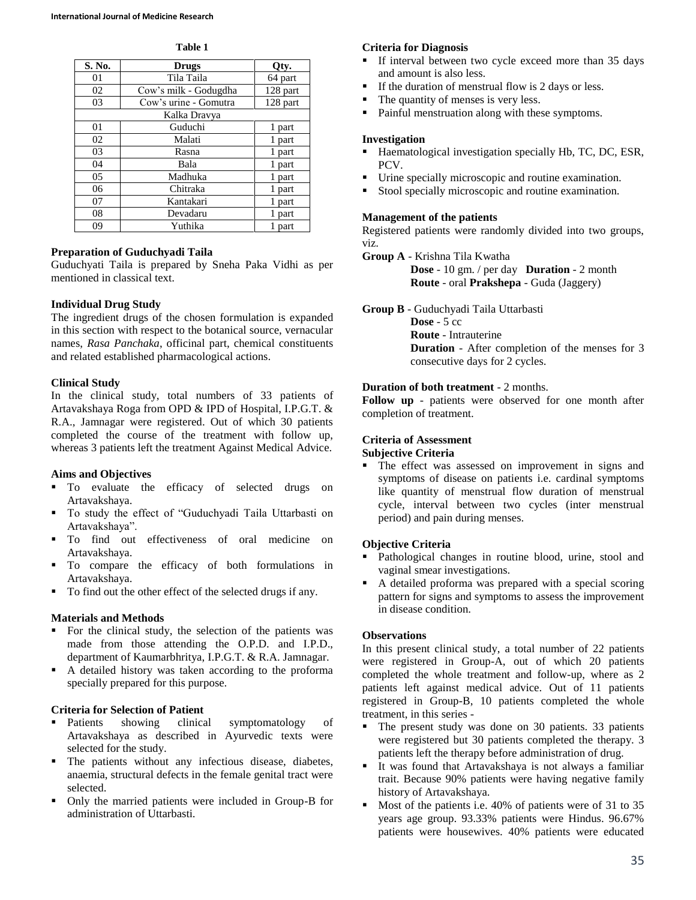**Table 1**

| S. No. | Drugs | Qty. |
|---|---|---|
| 01 | Tila Taila | 64 part |
| 02 | Cow's milk - Godugdha | 128 part |
| 03 | Cow's urine - Gomutra | 128 part |
| | Kalka Dravya | |
| 01 | Guduchi | 1 part |
| 02 | Malati | 1 part |
| 03 | Rasna | 1 part |
| 04 | Bala | 1 part |
| 05 | Madhuka | 1 part |
| 06 | Chitraka | 1 part |
| 07 | Kantakari | 1 part |
| 08 | Devadaru | 1 part |
| 09 | Yuthika | 1 part |

**Preparation of Guduchyadi Taila**

Guduchyati Taila is prepared by Sneha Paka Vidhi as per mentioned in classical text.

**Individual Drug Study**

The ingredient drugs of the chosen formulation is expanded in this section with respect to the botanical source, vernacular names, *Rasa Panchaka*, officinal part, chemical constituents and related established pharmacological actions.

**Clinical Study**

In the clinical study, total numbers of 33 patients of Artavakshaya Roga from OPD & IPD of Hospital, I.P.G.T. & R.A., Jamnagar were registered. Out of which 30 patients completed the course of the treatment with follow up, whereas 3 patients left the treatment Against Medical Advice.

**Aims and Objectives**

- To evaluate the efficacy of selected drugs on Artavakshaya.
- To study the effect of "Guduchyadi Taila Uttarbasti on Artavakshaya".
- To find out effectiveness of oral medicine on Artavakshaya.
- To compare the efficacy of both formulations in Artavakshaya.
- To find out the other effect of the selected drugs if any.

**Materials and Methods**

- For the clinical study, the selection of the patients was made from those attending the O.P.D. and I.P.D., department of Kaumarbhritya, I.P.G.T. & R.A. Jamnagar.
- A detailed history was taken according to the proforma specially prepared for this purpose.

**Criteria for Selection of Patient**

- Patients showing clinical symptomatology of Artavakshaya as described in Ayurvedic texts were selected for the study.
- The patients without any infectious disease, diabetes, anaemia, structural defects in the female genital tract were selected.
- Only the married patients were included in Group-B for administration of Uttarbasti.

**Criteria for Diagnosis**

- If interval between two cycle exceed more than 35 days and amount is also less.
- If the duration of menstrual flow is 2 days or less.
- The quantity of menses is very less.
- Painful menstruation along with these symptoms.

**Investigation**

- Haematological investigation specially Hb, TC, DC, ESR, PCV.
- Urine specially microscopic and routine examination.
- Stool specially microscopic and routine examination.

**Management of the patients**

Registered patients were randomly divided into two groups, viz.

**Group A** - Krishna Tila Kwatha
**Dose** - 10 gm. / per day **Duration** - 2 month
**Route** - oral **Prakshepa** - Guda (Jaggery)

**Group B** - Guduchyadi Taila Uttarbasti
**Dose** - 5 cc
**Route** - Intrauterine
**Duration** - After completion of the menses for 3 consecutive days for 2 cycles.

**Duration of both treatment** - 2 months.

**Follow up** - patients were observed for one month after completion of treatment.

**Criteria of Assessment**

**Subjective Criteria**

- The effect was assessed on improvement in signs and symptoms of disease on patients i.e. cardinal symptoms like quantity of menstrual flow duration of menstrual cycle, interval between two cycles (inter menstrual period) and pain during menses.

**Objective Criteria**

- Pathological changes in routine blood, urine, stool and vaginal smear investigations.
- A detailed proforma was prepared with a special scoring pattern for signs and symptoms to assess the improvement in disease condition.

**Observations**

In this present clinical study, a total number of 22 patients were registered in Group-A, out of which 20 patients completed the whole treatment and follow-up, where as 2 patients left against medical advice. Out of 11 patients registered in Group-B, 10 patients completed the whole treatment, in this series -

- The present study was done on 30 patients. 33 patients were registered but 30 patients completed the therapy. 3 patients left the therapy before administration of drug.
- It was found that Artavakshaya is not always a familiar trait. Because 90% patients were having negative family history of Artavakshaya.
- Most of the patients i.e. 40% of patients were of 31 to 35 years age group. 93.33% patients were Hindus. 96.67% patients were housewives. 40% patients were educated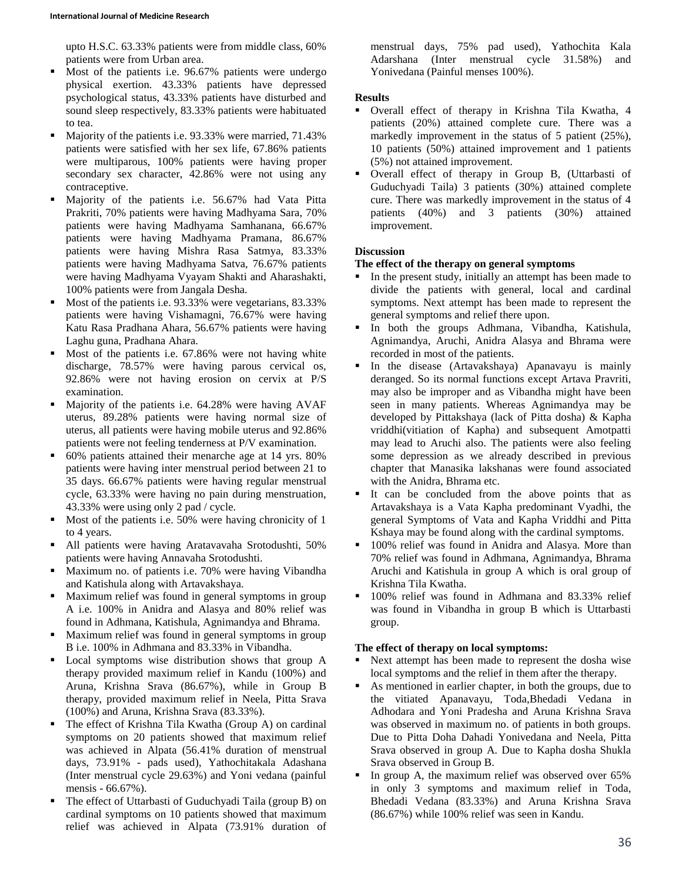upto H.S.C. 63.33% patients were from middle class, 60% patients were from Urban area.

- Most of the patients i.e. 96.67% patients were undergo physical exertion. 43.33% patients have depressed psychological status, 43.33% patients have disturbed and sound sleep respectively, 83.33% patients were habituated to tea.
- Majority of the patients i.e. 93.33% were married, 71.43% patients were satisfied with her sex life, 67.86% patients were multiparous, 100% patients were having proper secondary sex character, 42.86% were not using any contraceptive.
- Majority of the patients i.e. 56.67% had Vata Pitta Prakriti, 70% patients were having Madhyama Sara, 70% patients were having Madhyama Samhanana, 66.67% patients were having Madhyama Pramana, 86.67% patients were having Mishra Rasa Satmya, 83.33% patients were having Madhyama Satva, 76.67% patients were having Madhyama Vyayam Shakti and Aharashakti, 100% patients were from Jangala Desha.
- Most of the patients i.e. 93.33% were vegetarians, 83.33% patients were having Vishamagni, 76.67% were having Katu Rasa Pradhana Ahara, 56.67% patients were having Laghu guna, Pradhana Ahara.
- Most of the patients i.e. 67.86% were not having white discharge, 78.57% were having parous cervical os, 92.86% were not having erosion on cervix at P/S examination.
- Majority of the patients i.e. 64.28% were having AVAF uterus, 89.28% patients were having normal size of uterus, all patients were having mobile uterus and 92.86% patients were not feeling tenderness at P/V examination.
- 60% patients attained their menarche age at 14 yrs. 80% patients were having inter menstrual period between 21 to 35 days. 66.67% patients were having regular menstrual cycle, 63.33% were having no pain during menstruation, 43.33% were using only 2 pad / cycle.
- Most of the patients i.e. 50% were having chronicity of 1 to 4 years.
- All patients were having Aratavavaha Srotodushti, 50% patients were having Annavaha Srotodushti.
- Maximum no. of patients i.e. 70% were having Vibandha and Katishula along with Artavakshaya.
- Maximum relief was found in general symptoms in group A i.e. 100% in Anidra and Alasya and 80% relief was found in Adhmana, Katishula, Agnimandya and Bhrama.
- Maximum relief was found in general symptoms in group B i.e. 100% in Adhmana and 83.33% in Vibandha.
- Local symptoms wise distribution shows that group A therapy provided maximum relief in Kandu (100%) and Aruna, Krishna Srava (86.67%), while in Group B therapy, provided maximum relief in Neela, Pitta Srava (100%) and Aruna, Krishna Srava (83.33%).
- The effect of Krishna Tila Kwatha (Group A) on cardinal symptoms on 20 patients showed that maximum relief was achieved in Alpata (56.41% duration of menstrual days, 73.91% - pads used), Yathochitakala Adashana (Inter menstrual cycle 29.63%) and Yoni vedana (painful mensis - 66.67%).
- The effect of Uttarbasti of Guduchyadi Taila (group B) on cardinal symptoms on 10 patients showed that maximum relief was achieved in Alpata (73.91% duration of menstrual days, 75% pad used), Yathochita Kala Adarshana (Inter menstrual cycle 31.58%) and Yonivedana (Painful menses 100%).

**Results**

- Overall effect of therapy in Krishna Tila Kwatha, 4 patients (20%) attained complete cure. There was a markedly improvement in the status of 5 patient (25%), 10 patients (50%) attained improvement and 1 patients (5%) not attained improvement.
- Overall effect of therapy in Group B, (Uttarbasti of Guduchyadi Taila) 3 patients (30%) attained complete cure. There was markedly improvement in the status of 4 patients (40%) and 3 patients (30%) attained improvement.

**Discussion**

**The effect of the therapy on general symptoms**

- In the present study, initially an attempt has been made to divide the patients with general, local and cardinal symptoms. Next attempt has been made to represent the general symptoms and relief there upon.
- In both the groups Adhmana, Vibandha, Katishula, Agnimandya, Aruchi, Anidra Alasya and Bhrama were recorded in most of the patients.
- In the disease (Artavakshaya) Apanavayu is mainly deranged. So its normal functions except Artava Pravriti, may also be improper and as Vibandha might have been seen in many patients. Whereas Agnimandya may be developed by Pittakshaya (lack of Pitta dosha) & Kapha vriddhi(vitiation of Kapha) and subsequent Amotpatti may lead to Aruchi also. The patients were also feeling some depression as we already described in previous chapter that Manasika lakshanas were found associated with the Anidra, Bhrama etc.
- It can be concluded from the above points that as Artavakshaya is a Vata Kapha predominant Vyadhi, the general Symptoms of Vata and Kapha Vriddhi and Pitta Kshaya may be found along with the cardinal symptoms.
- 100% relief was found in Anidra and Alasya. More than 70% relief was found in Adhmana, Agnimandya, Bhrama Aruchi and Katishula in group A which is oral group of Krishna Tila Kwatha.
- 100% relief was found in Adhmana and 83.33% relief was found in Vibandha in group B which is Uttarbasti group.

**The effect of therapy on local symptoms:**

- Next attempt has been made to represent the dosha wise local symptoms and the relief in them after the therapy.
- As mentioned in earlier chapter, in both the groups, due to the vitiated Apanavayu, Toda,Bhedadi Vedana in Adhodara and Yoni Pradesha and Aruna Krishna Srava was observed in maximum no. of patients in both groups. Due to Pitta Doha Dahadi Yonivedana and Neela, Pitta Srava observed in group A. Due to Kapha dosha Shukla Srava observed in Group B.
- In group A, the maximum relief was observed over 65% in only 3 symptoms and maximum relief in Toda, Bhedadi Vedana (83.33%) and Aruna Krishna Srava (86.67%) while 100% relief was seen in Kandu.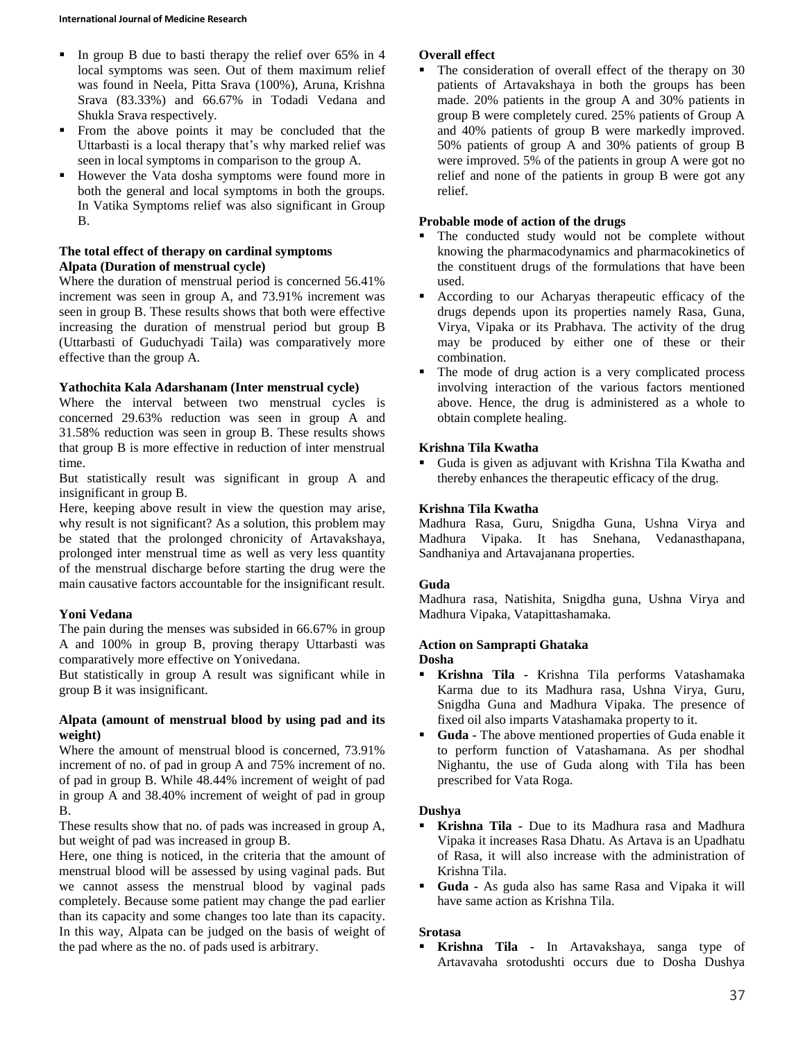- In group B due to basti therapy the relief over 65% in 4 local symptoms was seen. Out of them maximum relief was found in Neela, Pitta Srava (100%), Aruna, Krishna Srava (83.33%) and 66.67% in Todadi Vedana and Shukla Srava respectively.
- From the above points it may be concluded that the Uttarbasti is a local therapy that's why marked relief was seen in local symptoms in comparison to the group A.
- However the Vata dosha symptoms were found more in both the general and local symptoms in both the groups. In Vatika Symptoms relief was also significant in Group B.

**The total effect of therapy on cardinal symptoms**
**Alpata (Duration of menstrual cycle)**

Where the duration of menstrual period is concerned 56.41% increment was seen in group A, and 73.91% increment was seen in group B. These results shows that both were effective increasing the duration of menstrual period but group B (Uttarbasti of Guduchyadi Taila) was comparatively more effective than the group A.

**Yathochita Kala Adarshanam (Inter menstrual cycle)**

Where the interval between two menstrual cycles is concerned 29.63% reduction was seen in group A and 31.58% reduction was seen in group B. These results shows that group B is more effective in reduction of inter menstrual time.

But statistically result was significant in group A and insignificant in group B.

Here, keeping above result in view the question may arise, why result is not significant? As a solution, this problem may be stated that the prolonged chronicity of Artavakshaya, prolonged inter menstrual time as well as very less quantity of the menstrual discharge before starting the drug were the main causative factors accountable for the insignificant result.

**Yoni Vedana**

The pain during the menses was subsided in 66.67% in group A and 100% in group B, proving therapy Uttarbasti was comparatively more effective on Yonivedana.

But statistically in group A result was significant while in group B it was insignificant.

**Alpata (amount of menstrual blood by using pad and its weight)**

Where the amount of menstrual blood is concerned, 73.91% increment of no. of pad in group A and 75% increment of no. of pad in group B. While 48.44% increment of weight of pad in group A and 38.40% increment of weight of pad in group B.

These results show that no. of pads was increased in group A, but weight of pad was increased in group B.

Here, one thing is noticed, in the criteria that the amount of menstrual blood will be assessed by using vaginal pads. But we cannot assess the menstrual blood by vaginal pads completely. Because some patient may change the pad earlier than its capacity and some changes too late than its capacity. In this way, Alpata can be judged on the basis of weight of the pad where as the no. of pads used is arbitrary.

**Overall effect**

- The consideration of overall effect of the therapy on 30 patients of Artavakshaya in both the groups has been made. 20% patients in the group A and 30% patients in group B were completely cured. 25% patients of Group A and 40% patients of group B were markedly improved. 50% patients of group A and 30% patients of group B were improved. 5% of the patients in group A were got no relief and none of the patients in group B were got any relief.

**Probable mode of action of the drugs**

- The conducted study would not be complete without knowing the pharmacodynamics and pharmacokinetics of the constituent drugs of the formulations that have been used.
- According to our Acharyas therapeutic efficacy of the drugs depends upon its properties namely Rasa, Guna, Virya, Vipaka or its Prabhava. The activity of the drug may be produced by either one of these or their combination.
- The mode of drug action is a very complicated process involving interaction of the various factors mentioned above. Hence, the drug is administered as a whole to obtain complete healing.

**Krishna Tila Kwatha**

- Guda is given as adjuvant with Krishna Tila Kwatha and thereby enhances the therapeutic efficacy of the drug.

**Krishna Tila Kwatha**

Madhura Rasa, Guru, Snigdha Guna, Ushna Virya and Madhura Vipaka. It has Snehana, Vedanasthapana, Sandhaniya and Artavajanana properties.

**Guda**

Madhura rasa, Natishita, Snigdha guna, Ushna Virya and Madhura Vipaka, Vatapittashamaka.

**Action on Samprapti Ghataka**
**Dosha**

- **Krishna Tila -** Krishna Tila performs Vatashamaka Karma due to its Madhura rasa, Ushna Virya, Guru, Snigdha Guna and Madhura Vipaka. The presence of fixed oil also imparts Vatashamaka property to it.
- **Guda -** The above mentioned properties of Guda enable it to perform function of Vatashamana. As per shodhal Nighantu, the use of Guda along with Tila has been prescribed for Vata Roga.

**Dushya**

- **Krishna Tila -** Due to its Madhura rasa and Madhura Vipaka it increases Rasa Dhatu. As Artava is an Upadhatu of Rasa, it will also increase with the administration of Krishna Tila.
- **Guda -** As guda also has same Rasa and Vipaka it will have same action as Krishna Tila.

**Srotasa**

- **Krishna Tila -** In Artavakshaya, sanga type of Artavavaha srotodushti occurs due to Dosha Dushya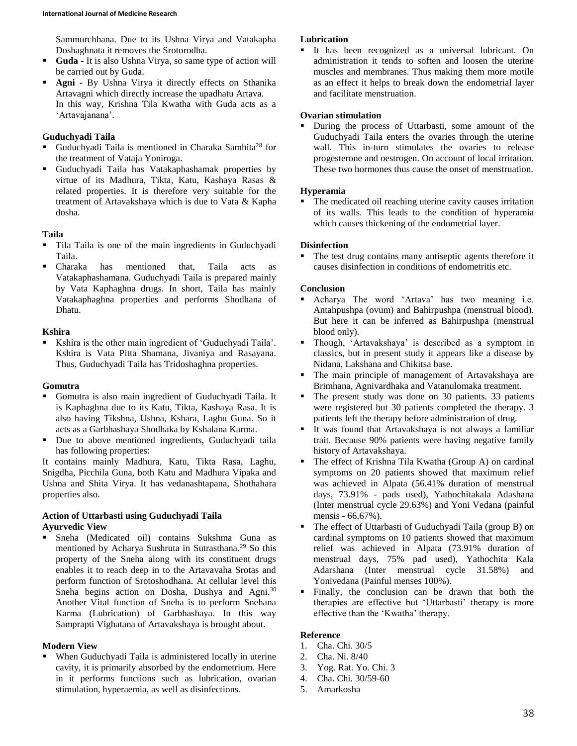Sammurchhana. Due to its Ushna Virya and Vatakapha Doshaghnata it removes the Srotorodha.

- **Guda -** It is also Ushna Virya, so same type of action will be carried out by Guda.
- **Agni -** By Ushna Virya it directly effects on Sthanika Artavagni which directly increase the upadhatu Artava.
  In this way, Krishna Tila Kwatha with Guda acts as a 'Artavajanana'.

### Guduchyadi Taila

- Guduchyadi Taila is mentioned in Charaka Samhita[28] for the treatment of Vataja Yoniroga.
- Guduchyadi Taila has Vatakaphashamak properties by virtue of its Madhura, Tikta, Katu, Kashaya Rasas & related properties. It is therefore very suitable for the treatment of Artavakshaya which is due to Vata & Kapha dosha.

### Taila

- Tila Taila is one of the main ingredients in Guduchyadi Taila.
- Charaka has mentioned that, Taila acts as Vatakaphashamana. Guduchyadi Taila is prepared mainly by Vata Kaphaghna drugs. In short, Taila has mainly Vatakaphaghna properties and performs Shodhana of Dhatu.

### Kshira

- Kshira is the other main ingredient of 'Guduchyadi Taila'. Kshira is Vata Pitta Shamana, Jivaniya and Rasayana. Thus, Guduchyadi Taila has Tridoshaghna properties.

### Gomutra

- Gomutra is also main ingredient of Guduchyadi Taila. It is Kaphaghna due to its Katu, Tikta, Kashaya Rasa. It is also having Tikshna, Ushna, Kshara, Laghu Guna. So it acts as a Garbhashaya Shodhaka by Kshalana Karma.
- Due to above mentioned ingredients, Guduchyadi taila has following properties:

It contains mainly Madhura, Katu, Tikta Rasa, Laghu, Snigdha, Picchila Guna, both Katu and Madhura Vipaka and Ushna and Shita Virya. It has vedanashtapana, Shothahara properties also.

### Action of Uttarbasti using Guduchyadi Taila

### Ayurvedic View

- Sneha (Medicated oil) contains Sukshma Guna as mentioned by Acharya Sushruta in Sutrasthana.[29] So this property of the Sneha along with its constituent drugs enables it to reach deep in to the Artavavaha Srotas and perform function of Srotoshodhana. At cellular level this Sneha begins action on Dosha, Dushya and Agni.[30] Another Vital function of Sneha is to perform Snehana Karma (Lubrication) of Garbhashaya. In this way Samprapti Vighatana of Artavakshaya is brought about.

### Modern View

- When Guduchyadi Taila is administered locally in uterine cavity, it is primarily absorbed by the endometrium. Here in it performs functions such as lubrication, ovarian stimulation, hyperaemia, as well as disinfections.

### Lubrication

- It has been recognized as a universal lubricant. On administration it tends to soften and loosen the uterine muscles and membranes. Thus making them more motile as an effect it helps to break down the endometrial layer and facilitate menstruation.

### Ovarian stimulation

- During the process of Uttarbasti, some amount of the Guduchyadi Taila enters the ovaries through the uterine wall. This in-turn stimulates the ovaries to release progesterone and oestrogen. On account of local irritation. These two hormones thus cause the onset of menstruation.

### Hyperamia

- The medicated oil reaching uterine cavity causes irritation of its walls. This leads to the condition of hyperamia which causes thickening of the endometrial layer.

### Disinfection

- The test drug contains many antiseptic agents therefore it causes disinfection in conditions of endometritis etc.

## Conclusion

- Acharya The word 'Artava' has two meaning i.e. Antahpushpa (ovum) and Bahirpushpa (menstrual blood). But here it can be inferred as Bahirpushpa (menstrual blood only).
- Though, 'Artavakshaya' is described as a symptom in classics, but in present study it appears like a disease by Nidana, Lakshana and Chikitsa base.
- The main principle of management of Artavakshaya are Brimhana, Agnivardhaka and Vatanulomaka treatment.
- The present study was done on 30 patients. 33 patients were registered but 30 patients completed the therapy. 3 patients left the therapy before administration of drug.
- It was found that Artavakshaya is not always a familiar trait. Because 90% patients were having negative family history of Artavakshaya.
- The effect of Krishna Tila Kwatha (Group A) on cardinal symptoms on 20 patients showed that maximum relief was achieved in Alpata (56.41% duration of menstrual days, 73.91% - pads used), Yathochitakala Adashana (Inter menstrual cycle 29.63%) and Yoni Vedana (painful mensis - 66.67%).
- The effect of Uttarbasti of Guduchyadi Taila (group B) on cardinal symptoms on 10 patients showed that maximum relief was achieved in Alpata (73.91% duration of menstrual days, 75% pad used), Yathochita Kala Adarshana (Inter menstrual cycle 31.58%) and Yonivedana (Painful menses 100%).
- Finally, the conclusion can be drawn that both the therapies are effective but 'Uttarbasti' therapy is more effective than the 'Kwatha' therapy.

## Reference

1. Cha. Chi. 30/5
2. Cha. Ni. 8/40
3. Yog. Rat. Yo. Chi. 3
4. Cha. Chi. 30/59-60
5. Amarkosha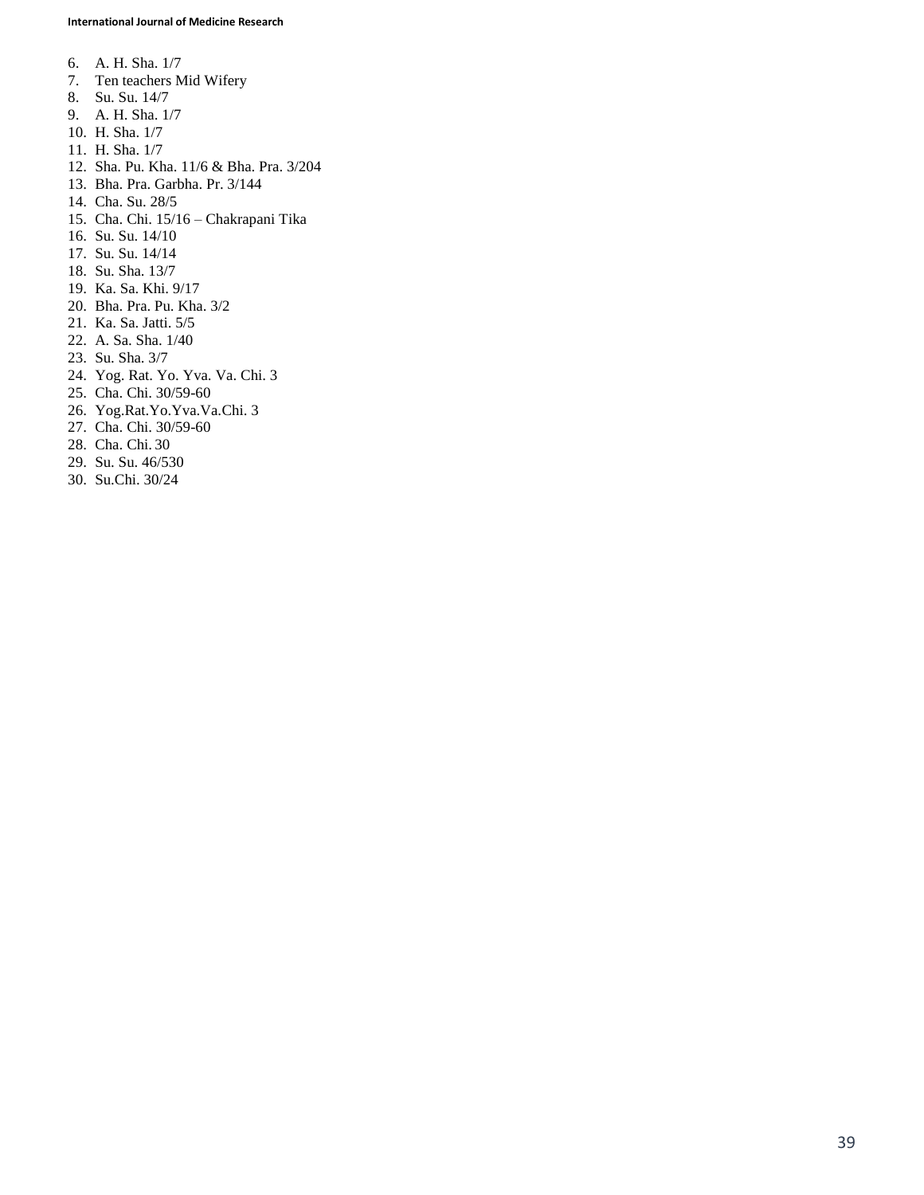6. A. H. Sha. 1/7
7. Ten teachers Mid Wifery
8. Su. Su. 14/7
9. A. H. Sha. 1/7
10. H. Sha. 1/7
11. H. Sha. 1/7
12. Sha. Pu. Kha. 11/6 & Bha. Pra. 3/204
13. Bha. Pra. Garbha. Pr. 3/144
14. Cha. Su. 28/5
15. Cha. Chi. 15/16 – Chakrapani Tika
16. Su. Su. 14/10
17. Su. Su. 14/14
18. Su. Sha. 13/7
19. Ka. Sa. Khi. 9/17
20. Bha. Pra. Pu. Kha. 3/2
21. Ka. Sa. Jatti. 5/5
22. A. Sa. Sha. 1/40
23. Su. Sha. 3/7
24. Yog. Rat. Yo. Yva. Va. Chi. 3
25. Cha. Chi. 30/59-60
26. Yog.Rat.Yo.Yva.Va.Chi. 3
27. Cha. Chi. 30/59-60
28. Cha. Chi. 30
29. Su. Su. 46/530
30. Su.Chi. 30/24